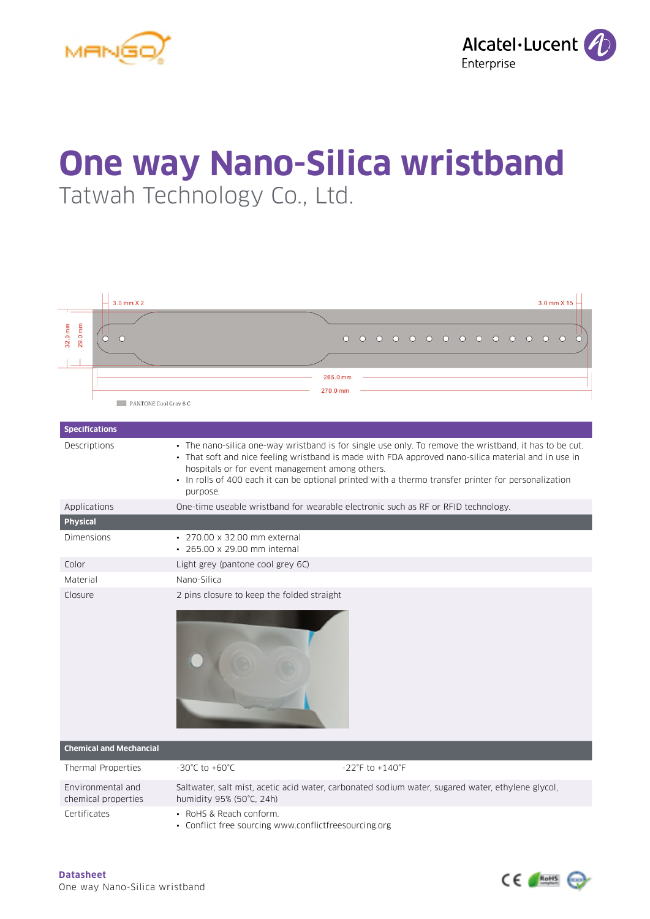# One way Nano-Silica wristband

Tatwah Technology Co., Ltd.

3.0 mm X 2

3.0 mm X 15

32.0 mm

29.0 mm

265.0 mm

270.0 mm

PANTONE Cool Gray 6 C

| Specifications | |
|---|---|
| Descriptions | • The nano-silica one-way wristband is for single use only. To remove the wristband, it has to be cut.<br>• That soft and nice feeling wristband is made with FDA approved nano-silica material and in use in hospitals or for event management among others.<br>• In rolls of 400 each it can be optional printed with a thermo transfer printer for personalization purpose. |
| Applications | One-time useable wristband for wearable electronic such as RF or RFID technology. |
| **Physical** | |
| Dimensions | • 270.00 x 32.00 mm external<br>• 265.00 x 29.00 mm internal |
| Color | Light grey (pantone cool grey 6C) |
| Material | Nano-Silica |
| Closure | 2 pins closure to keep the folded straight |

| Chemical and Mechancial | | |
|---|---|---|
| Thermal Properties | -30°C to +60°C | -22°F to +140°F |
| Environmental and chemical properties | Saltwater, salt mist, acetic acid water, carbonated sodium water, sugared water, ethylene glycol, humidity 95% (50°C, 24h) | |
| Certificates | • RoHS & Reach conform.<br>• Conflict free sourcing www.conflictfreesourcing.org | |

**Datasheet**
One way Nano-Silica wristband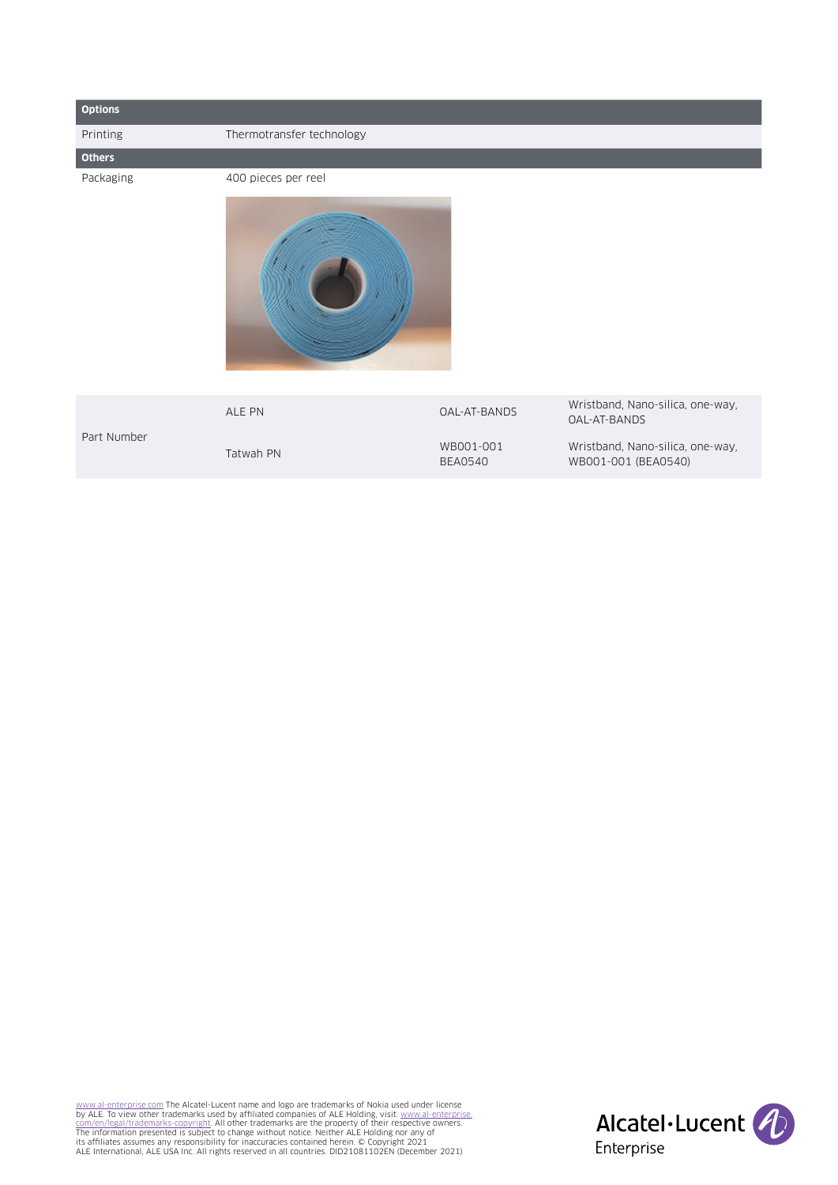| Options | |
|---|---|
| Printing | Thermotransfer technology |
| **Others** | |
| Packaging | 400 pieces per reel |

| | | | |
|---|---|---|---|
| Part Number | ALE PN | OAL-AT-BANDS | Wristband, Nano-silica, one-way, OAL-AT-BANDS |
| | Tatwah PN | WB001-001 BEA0540 | Wristband, Nano-silica, one-way, WB001-001 (BEA0540) |

www.al-enterprise.com The Alcatel-Lucent name and logo are trademarks of Nokia used under license by ALE. To view other trademarks used by affiliated companies of ALE Holding, visit: www.al-enterprise.com/en/legal/trademarks-copyright. All other trademarks are the property of their respective owners. The information presented is subject to change without notice. Neither ALE Holding nor any of its affiliates assumes any responsibility for inaccuracies contained herein. © Copyright 2021 ALE International, ALE USA Inc. All rights reserved in all countries. DID21081102EN (December 2021)

Alcatel·Lucent Enterprise